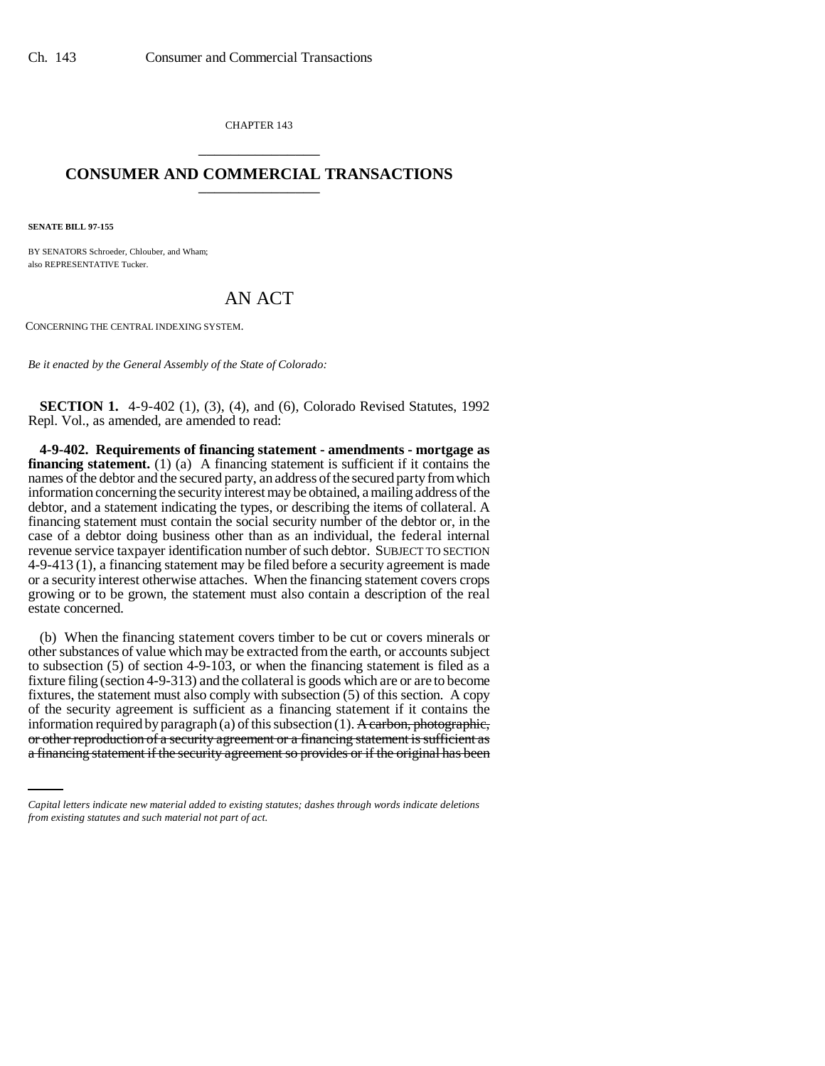CHAPTER 143

# CONSUMER AND COMMERCIAL TRANSACTIONS

**SENATE BILL 97-155**

BY SENATORS Schroeder, Chlouber, and Wham;
also REPRESENTATIVE Tucker.

## AN ACT

CONCERNING THE CENTRAL INDEXING SYSTEM.

*Be it enacted by the General Assembly of the State of Colorado:*

**SECTION 1.** 4-9-402 (1), (3), (4), and (6), Colorado Revised Statutes, 1992 Repl. Vol., as amended, are amended to read:

**4-9-402. Requirements of financing statement - amendments - mortgage as financing statement.** (1) (a) A financing statement is sufficient if it contains the names of the debtor and the secured party, an address of the secured party from which information concerning the security interest may be obtained, a mailing address of the debtor, and a statement indicating the types, or describing the items of collateral. A financing statement must contain the social security number of the debtor or, in the case of a debtor doing business other than as an individual, the federal internal revenue service taxpayer identification number of such debtor. SUBJECT TO SECTION 4-9-413 (1), a financing statement may be filed before a security agreement is made or a security interest otherwise attaches. When the financing statement covers crops growing or to be grown, the statement must also contain a description of the real estate concerned.

(b) When the financing statement covers timber to be cut or covers minerals or other substances of value which may be extracted from the earth, or accounts subject to subsection (5) of section 4-9-103, or when the financing statement is filed as a fixture filing (section 4-9-313) and the collateral is goods which are or are to become fixtures, the statement must also comply with subsection (5) of this section. A copy of the security agreement is sufficient as a financing statement if it contains the information required by paragraph (a) of this subsection (1). ~~A carbon, photographic, or other reproduction of a security agreement or a financing statement is sufficient as a financing statement if the security agreement so provides or if the original has been~~

*Capital letters indicate new material added to existing statutes; dashes through words indicate deletions from existing statutes and such material not part of act.*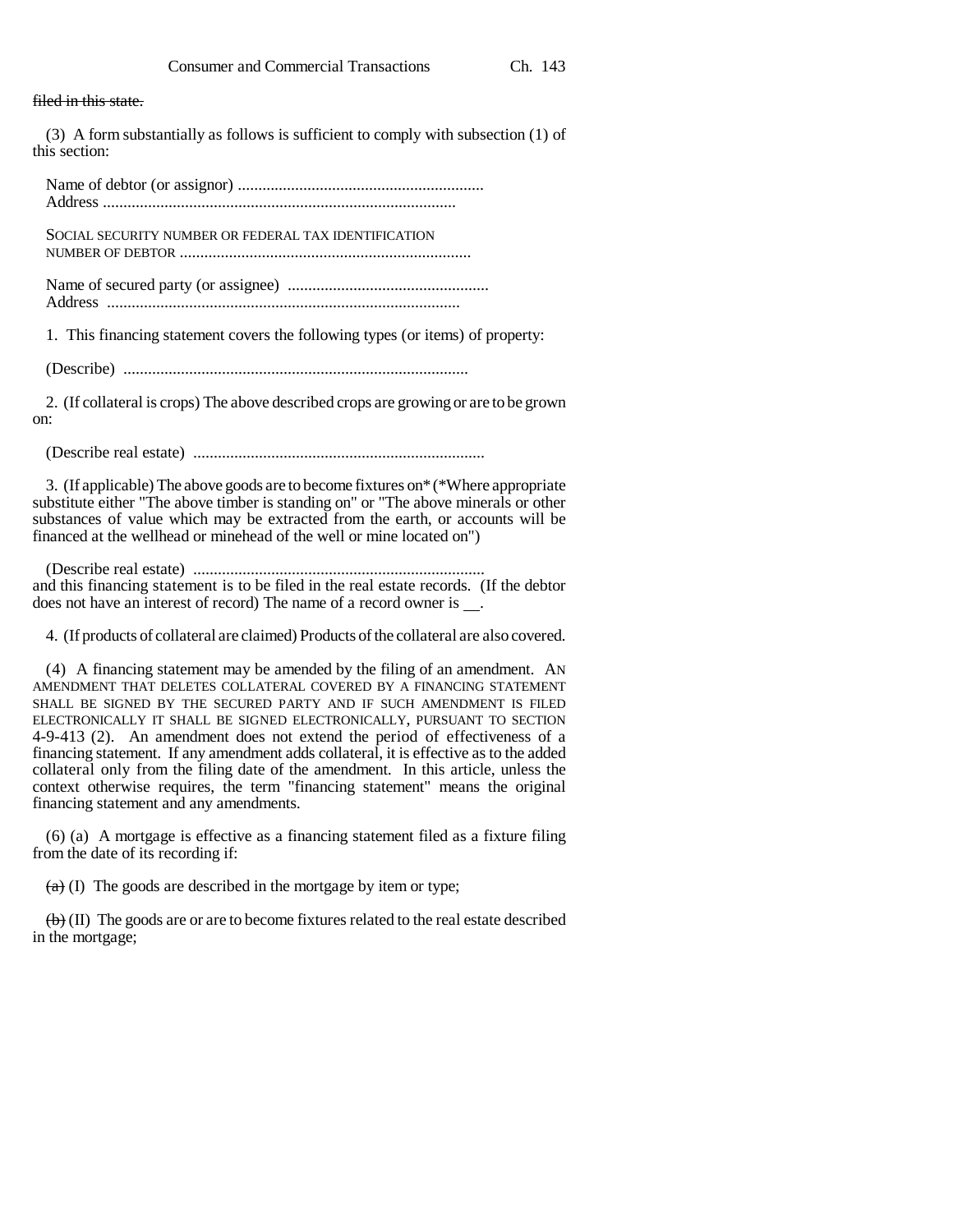~~filed in this state.~~

(3) A form substantially as follows is sufficient to comply with subsection (1) of this section:

Name of debtor (or assignor) ...........................................................
Address .....................................................................................

SOCIAL SECURITY NUMBER OR FEDERAL TAX IDENTIFICATION NUMBER OF DEBTOR ......................................................................

Name of secured party (or assignee) ................................................
Address .....................................................................................

1. This financing statement covers the following types (or items) of property:

(Describe) ...................................................................................

2. (If collateral is crops) The above described crops are growing or are to be grown on:

(Describe real estate) ......................................................................

3. (If applicable) The above goods are to become fixtures on* (*Where appropriate substitute either "The above timber is standing on" or "The above minerals or other substances of value which may be extracted from the earth, or accounts will be financed at the wellhead or minehead of the well or mine located on")

(Describe real estate) ......................................................................
and this financing statement is to be filed in the real estate records. (If the debtor does not have an interest of record) The name of a record owner is \_\_.

4. (If products of collateral are claimed) Products of the collateral are also covered.

(4) A financing statement may be amended by the filing of an amendment. AN AMENDMENT THAT DELETES COLLATERAL COVERED BY A FINANCING STATEMENT SHALL BE SIGNED BY THE SECURED PARTY AND IF SUCH AMENDMENT IS FILED ELECTRONICALLY IT SHALL BE SIGNED ELECTRONICALLY, PURSUANT TO SECTION 4-9-413 (2). An amendment does not extend the period of effectiveness of a financing statement. If any amendment adds collateral, it is effective as to the added collateral only from the filing date of the amendment. In this article, unless the context otherwise requires, the term "financing statement" means the original financing statement and any amendments.

(6) (a) A mortgage is effective as a financing statement filed as a fixture filing from the date of its recording if:

~~(a)~~ (I) The goods are described in the mortgage by item or type;

~~(b)~~ (II) The goods are or are to become fixtures related to the real estate described in the mortgage;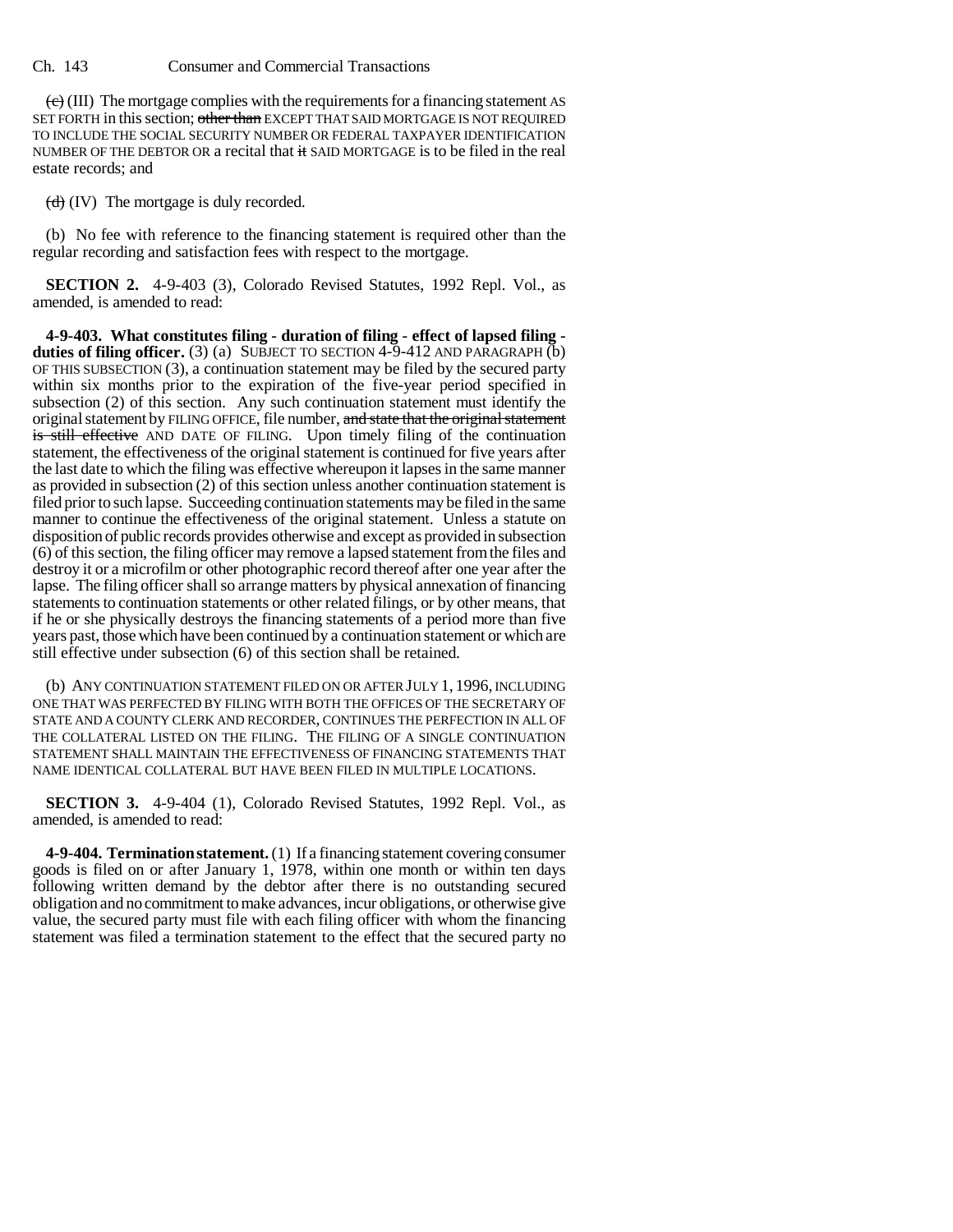~~(c)~~ (III) The mortgage complies with the requirements for a financing statement AS SET FORTH in this section; ~~other than~~ EXCEPT THAT SAID MORTGAGE IS NOT REQUIRED TO INCLUDE THE SOCIAL SECURITY NUMBER OR FEDERAL TAXPAYER IDENTIFICATION NUMBER OF THE DEBTOR OR a recital that ~~it~~ SAID MORTGAGE is to be filed in the real estate records; and

~~(d)~~ (IV) The mortgage is duly recorded.

(b) No fee with reference to the financing statement is required other than the regular recording and satisfaction fees with respect to the mortgage.

**SECTION 2.** 4-9-403 (3), Colorado Revised Statutes, 1992 Repl. Vol., as amended, is amended to read:

**4-9-403. What constitutes filing - duration of filing - effect of lapsed filing - duties of filing officer.** (3) (a) SUBJECT TO SECTION 4-9-412 AND PARAGRAPH (b) OF THIS SUBSECTION (3), a continuation statement may be filed by the secured party within six months prior to the expiration of the five-year period specified in subsection (2) of this section. Any such continuation statement must identify the original statement by FILING OFFICE, file number, ~~and state that the original statement is still effective~~ AND DATE OF FILING. Upon timely filing of the continuation statement, the effectiveness of the original statement is continued for five years after the last date to which the filing was effective whereupon it lapses in the same manner as provided in subsection (2) of this section unless another continuation statement is filed prior to such lapse. Succeeding continuation statements may be filed in the same manner to continue the effectiveness of the original statement. Unless a statute on disposition of public records provides otherwise and except as provided in subsection (6) of this section, the filing officer may remove a lapsed statement from the files and destroy it or a microfilm or other photographic record thereof after one year after the lapse. The filing officer shall so arrange matters by physical annexation of financing statements to continuation statements or other related filings, or by other means, that if he or she physically destroys the financing statements of a period more than five years past, those which have been continued by a continuation statement or which are still effective under subsection (6) of this section shall be retained.

(b) ANY CONTINUATION STATEMENT FILED ON OR AFTER JULY 1, 1996, INCLUDING ONE THAT WAS PERFECTED BY FILING WITH BOTH THE OFFICES OF THE SECRETARY OF STATE AND A COUNTY CLERK AND RECORDER, CONTINUES THE PERFECTION IN ALL OF THE COLLATERAL LISTED ON THE FILING. THE FILING OF A SINGLE CONTINUATION STATEMENT SHALL MAINTAIN THE EFFECTIVENESS OF FINANCING STATEMENTS THAT NAME IDENTICAL COLLATERAL BUT HAVE BEEN FILED IN MULTIPLE LOCATIONS.

**SECTION 3.** 4-9-404 (1), Colorado Revised Statutes, 1992 Repl. Vol., as amended, is amended to read:

**4-9-404. Termination statement.** (1) If a financing statement covering consumer goods is filed on or after January 1, 1978, within one month or within ten days following written demand by the debtor after there is no outstanding secured obligation and no commitment to make advances, incur obligations, or otherwise give value, the secured party must file with each filing officer with whom the financing statement was filed a termination statement to the effect that the secured party no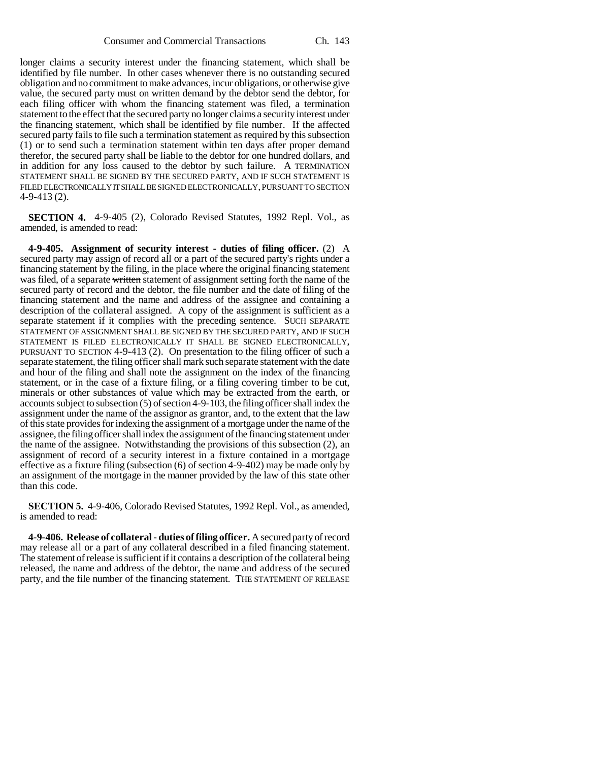longer claims a security interest under the financing statement, which shall be identified by file number. In other cases whenever there is no outstanding secured obligation and no commitment to make advances, incur obligations, or otherwise give value, the secured party must on written demand by the debtor send the debtor, for each filing officer with whom the financing statement was filed, a termination statement to the effect that the secured party no longer claims a security interest under the financing statement, which shall be identified by file number. If the affected secured party fails to file such a termination statement as required by this subsection (1) or to send such a termination statement within ten days after proper demand therefor, the secured party shall be liable to the debtor for one hundred dollars, and in addition for any loss caused to the debtor by such failure. A TERMINATION STATEMENT SHALL BE SIGNED BY THE SECURED PARTY, AND IF SUCH STATEMENT IS FILED ELECTRONICALLY IT SHALL BE SIGNED ELECTRONICALLY, PURSUANT TO SECTION 4-9-413 (2).

**SECTION 4.** 4-9-405 (2), Colorado Revised Statutes, 1992 Repl. Vol., as amended, is amended to read:

**4-9-405. Assignment of security interest - duties of filing officer.** (2) A secured party may assign of record all or a part of the secured party's rights under a financing statement by the filing, in the place where the original financing statement was filed, of a separate ~~written~~ statement of assignment setting forth the name of the secured party of record and the debtor, the file number and the date of filing of the financing statement and the name and address of the assignee and containing a description of the collateral assigned. A copy of the assignment is sufficient as a separate statement if it complies with the preceding sentence. SUCH SEPARATE STATEMENT OF ASSIGNMENT SHALL BE SIGNED BY THE SECURED PARTY, AND IF SUCH STATEMENT IS FILED ELECTRONICALLY IT SHALL BE SIGNED ELECTRONICALLY, PURSUANT TO SECTION 4-9-413 (2). On presentation to the filing officer of such a separate statement, the filing officer shall mark such separate statement with the date and hour of the filing and shall note the assignment on the index of the financing statement, or in the case of a fixture filing, or a filing covering timber to be cut, minerals or other substances of value which may be extracted from the earth, or accounts subject to subsection (5) of section 4-9-103, the filing officer shall index the assignment under the name of the assignor as grantor, and, to the extent that the law of this state provides for indexing the assignment of a mortgage under the name of the assignee, the filing officer shall index the assignment of the financing statement under the name of the assignee. Notwithstanding the provisions of this subsection (2), an assignment of record of a security interest in a fixture contained in a mortgage effective as a fixture filing (subsection (6) of section 4-9-402) may be made only by an assignment of the mortgage in the manner provided by the law of this state other than this code.

**SECTION 5.** 4-9-406, Colorado Revised Statutes, 1992 Repl. Vol., as amended, is amended to read:

**4-9-406. Release of collateral - duties of filing officer.** A secured party of record may release all or a part of any collateral described in a filed financing statement. The statement of release is sufficient if it contains a description of the collateral being released, the name and address of the debtor, the name and address of the secured party, and the file number of the financing statement. THE STATEMENT OF RELEASE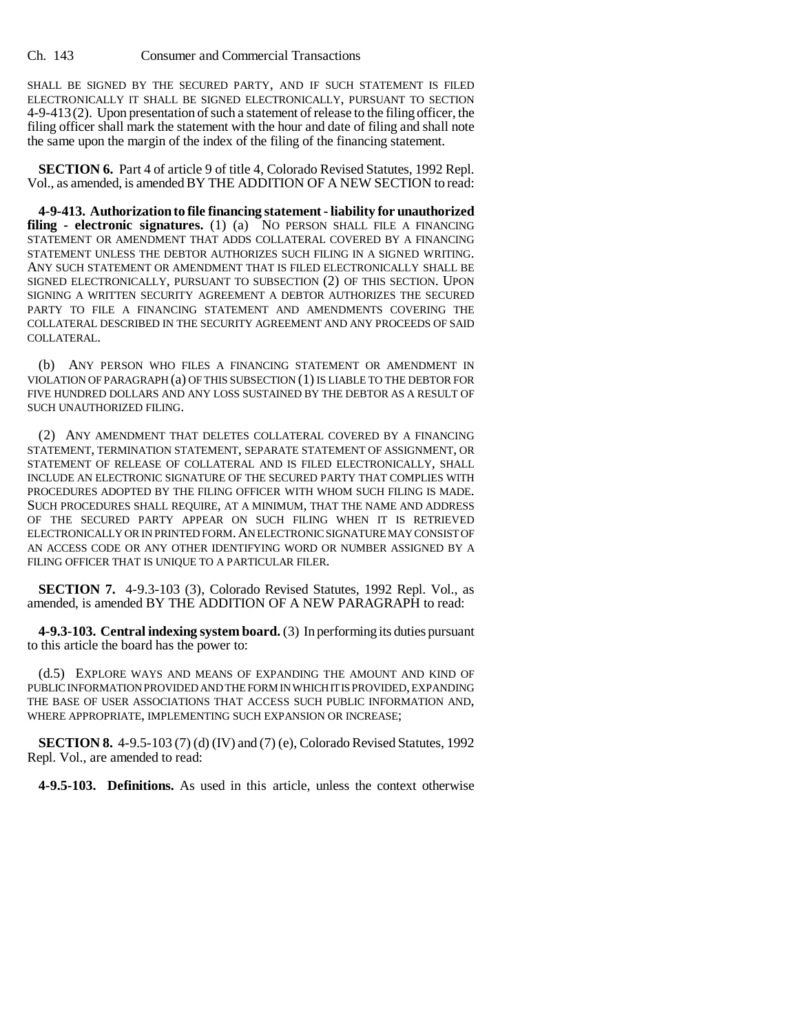SHALL BE SIGNED BY THE SECURED PARTY, AND IF SUCH STATEMENT IS FILED ELECTRONICALLY IT SHALL BE SIGNED ELECTRONICALLY, PURSUANT TO SECTION 4-9-413 (2). Upon presentation of such a statement of release to the filing officer, the filing officer shall mark the statement with the hour and date of filing and shall note the same upon the margin of the index of the filing of the financing statement.

**SECTION 6.** Part 4 of article 9 of title 4, Colorado Revised Statutes, 1992 Repl. Vol., as amended, is amended BY THE ADDITION OF A NEW SECTION to read:

**4-9-413. Authorization to file financing statement - liability for unauthorized filing - electronic signatures.** (1) (a) NO PERSON SHALL FILE A FINANCING STATEMENT OR AMENDMENT THAT ADDS COLLATERAL COVERED BY A FINANCING STATEMENT UNLESS THE DEBTOR AUTHORIZES SUCH FILING IN A SIGNED WRITING. ANY SUCH STATEMENT OR AMENDMENT THAT IS FILED ELECTRONICALLY SHALL BE SIGNED ELECTRONICALLY, PURSUANT TO SUBSECTION (2) OF THIS SECTION. UPON SIGNING A WRITTEN SECURITY AGREEMENT A DEBTOR AUTHORIZES THE SECURED PARTY TO FILE A FINANCING STATEMENT AND AMENDMENTS COVERING THE COLLATERAL DESCRIBED IN THE SECURITY AGREEMENT AND ANY PROCEEDS OF SAID COLLATERAL.

(b) ANY PERSON WHO FILES A FINANCING STATEMENT OR AMENDMENT IN VIOLATION OF PARAGRAPH (a) OF THIS SUBSECTION (1) IS LIABLE TO THE DEBTOR FOR FIVE HUNDRED DOLLARS AND ANY LOSS SUSTAINED BY THE DEBTOR AS A RESULT OF SUCH UNAUTHORIZED FILING.

(2) ANY AMENDMENT THAT DELETES COLLATERAL COVERED BY A FINANCING STATEMENT, TERMINATION STATEMENT, SEPARATE STATEMENT OF ASSIGNMENT, OR STATEMENT OF RELEASE OF COLLATERAL AND IS FILED ELECTRONICALLY, SHALL INCLUDE AN ELECTRONIC SIGNATURE OF THE SECURED PARTY THAT COMPLIES WITH PROCEDURES ADOPTED BY THE FILING OFFICER WITH WHOM SUCH FILING IS MADE. SUCH PROCEDURES SHALL REQUIRE, AT A MINIMUM, THAT THE NAME AND ADDRESS OF THE SECURED PARTY APPEAR ON SUCH FILING WHEN IT IS RETRIEVED ELECTRONICALLY OR IN PRINTED FORM. AN ELECTRONIC SIGNATURE MAY CONSIST OF AN ACCESS CODE OR ANY OTHER IDENTIFYING WORD OR NUMBER ASSIGNED BY A FILING OFFICER THAT IS UNIQUE TO A PARTICULAR FILER.

**SECTION 7.** 4-9.3-103 (3), Colorado Revised Statutes, 1992 Repl. Vol., as amended, is amended BY THE ADDITION OF A NEW PARAGRAPH to read:

**4-9.3-103. Central indexing system board.** (3) In performing its duties pursuant to this article the board has the power to:

(d.5) EXPLORE WAYS AND MEANS OF EXPANDING THE AMOUNT AND KIND OF PUBLIC INFORMATION PROVIDED AND THE FORM IN WHICH IT IS PROVIDED, EXPANDING THE BASE OF USER ASSOCIATIONS THAT ACCESS SUCH PUBLIC INFORMATION AND, WHERE APPROPRIATE, IMPLEMENTING SUCH EXPANSION OR INCREASE;

**SECTION 8.** 4-9.5-103 (7) (d) (IV) and (7) (e), Colorado Revised Statutes, 1992 Repl. Vol., are amended to read:

**4-9.5-103. Definitions.** As used in this article, unless the context otherwise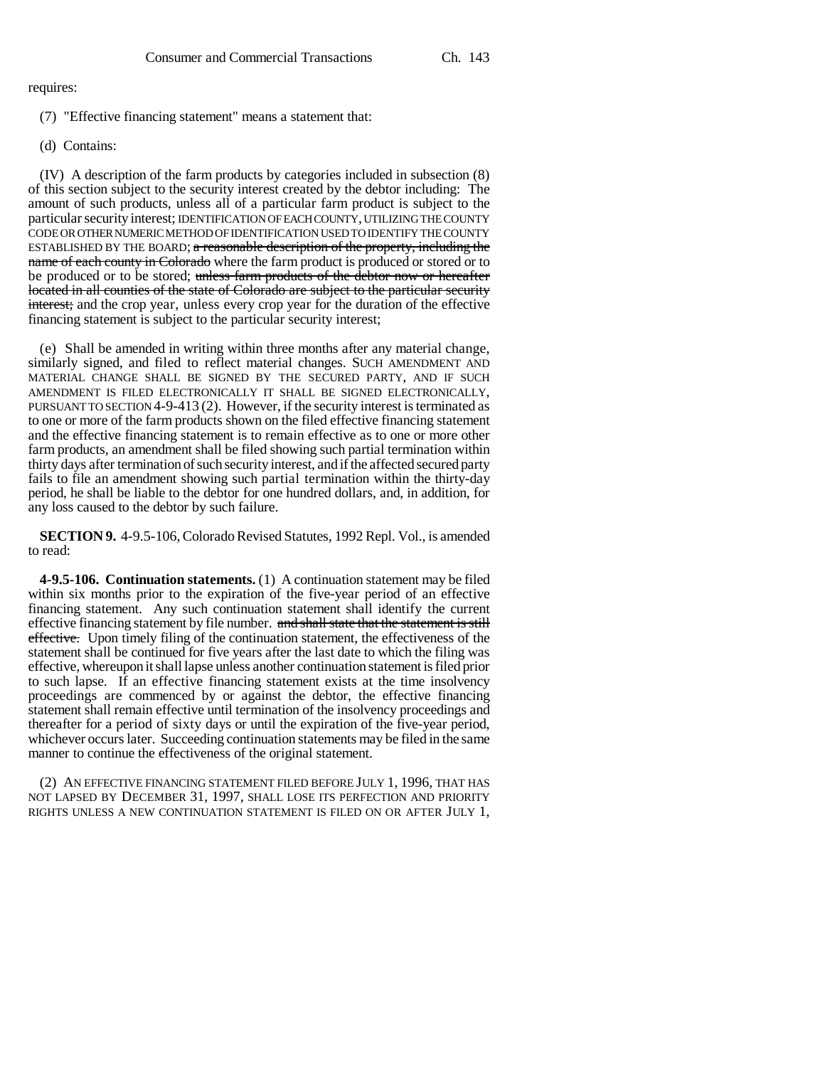requires:

(7) "Effective financing statement" means a statement that:

(d) Contains:

(IV) A description of the farm products by categories included in subsection (8) of this section subject to the security interest created by the debtor including: The amount of such products, unless all of a particular farm product is subject to the particular security interest; IDENTIFICATION OF EACH COUNTY, UTILIZING THE COUNTY CODE OR OTHER NUMERIC METHOD OF IDENTIFICATION USED TO IDENTIFY THE COUNTY ESTABLISHED BY THE BOARD; ~~a reasonable description of the property, including the name of each county in Colorado~~ where the farm product is produced or stored or to be produced or to be stored; ~~unless farm products of the debtor now or hereafter located in all counties of the state of Colorado are subject to the particular security interest;~~ and the crop year, unless every crop year for the duration of the effective financing statement is subject to the particular security interest;

(e) Shall be amended in writing within three months after any material change, similarly signed, and filed to reflect material changes. SUCH AMENDMENT AND MATERIAL CHANGE SHALL BE SIGNED BY THE SECURED PARTY, AND IF SUCH AMENDMENT IS FILED ELECTRONICALLY IT SHALL BE SIGNED ELECTRONICALLY, PURSUANT TO SECTION 4-9-413 (2). However, if the security interest is terminated as to one or more of the farm products shown on the filed effective financing statement and the effective financing statement is to remain effective as to one or more other farm products, an amendment shall be filed showing such partial termination within thirty days after termination of such security interest, and if the affected secured party fails to file an amendment showing such partial termination within the thirty-day period, he shall be liable to the debtor for one hundred dollars, and, in addition, for any loss caused to the debtor by such failure.

**SECTION 9.** 4-9.5-106, Colorado Revised Statutes, 1992 Repl. Vol., is amended to read:

**4-9.5-106. Continuation statements.** (1) A continuation statement may be filed within six months prior to the expiration of the five-year period of an effective financing statement. Any such continuation statement shall identify the current effective financing statement by file number. ~~and shall state that the statement is still effective.~~ Upon timely filing of the continuation statement, the effectiveness of the statement shall be continued for five years after the last date to which the filing was effective, whereupon it shall lapse unless another continuation statement is filed prior to such lapse. If an effective financing statement exists at the time insolvency proceedings are commenced by or against the debtor, the effective financing statement shall remain effective until termination of the insolvency proceedings and thereafter for a period of sixty days or until the expiration of the five-year period, whichever occurs later. Succeeding continuation statements may be filed in the same manner to continue the effectiveness of the original statement.

(2) AN EFFECTIVE FINANCING STATEMENT FILED BEFORE JULY 1, 1996, THAT HAS NOT LAPSED BY DECEMBER 31, 1997, SHALL LOSE ITS PERFECTION AND PRIORITY RIGHTS UNLESS A NEW CONTINUATION STATEMENT IS FILED ON OR AFTER JULY 1,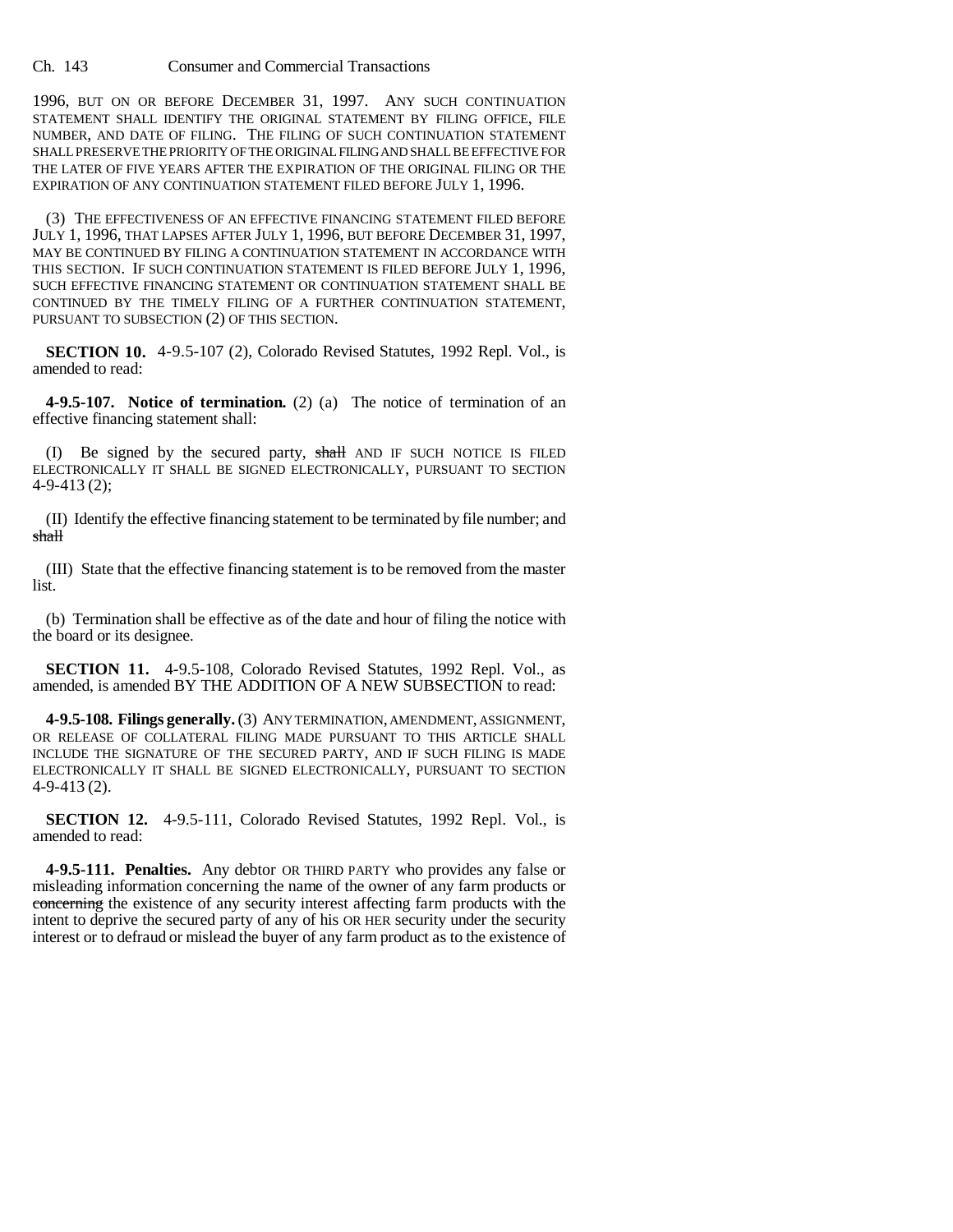1996, BUT ON OR BEFORE DECEMBER 31, 1997. ANY SUCH CONTINUATION STATEMENT SHALL IDENTIFY THE ORIGINAL STATEMENT BY FILING OFFICE, FILE NUMBER, AND DATE OF FILING. THE FILING OF SUCH CONTINUATION STATEMENT SHALL PRESERVE THE PRIORITY OF THE ORIGINAL FILING AND SHALL BE EFFECTIVE FOR THE LATER OF FIVE YEARS AFTER THE EXPIRATION OF THE ORIGINAL FILING OR THE EXPIRATION OF ANY CONTINUATION STATEMENT FILED BEFORE JULY 1, 1996.

(3) THE EFFECTIVENESS OF AN EFFECTIVE FINANCING STATEMENT FILED BEFORE JULY 1, 1996, THAT LAPSES AFTER JULY 1, 1996, BUT BEFORE DECEMBER 31, 1997, MAY BE CONTINUED BY FILING A CONTINUATION STATEMENT IN ACCORDANCE WITH THIS SECTION. IF SUCH CONTINUATION STATEMENT IS FILED BEFORE JULY 1, 1996, SUCH EFFECTIVE FINANCING STATEMENT OR CONTINUATION STATEMENT SHALL BE CONTINUED BY THE TIMELY FILING OF A FURTHER CONTINUATION STATEMENT, PURSUANT TO SUBSECTION (2) OF THIS SECTION.

**SECTION 10.** 4-9.5-107 (2), Colorado Revised Statutes, 1992 Repl. Vol., is amended to read:

**4-9.5-107. Notice of termination.** (2) (a) The notice of termination of an effective financing statement shall:

(I) Be signed by the secured party, ~~shall~~ AND IF SUCH NOTICE IS FILED ELECTRONICALLY IT SHALL BE SIGNED ELECTRONICALLY, PURSUANT TO SECTION 4-9-413 (2);

(II) Identify the effective financing statement to be terminated by file number; and ~~shall~~

(III) State that the effective financing statement is to be removed from the master list.

(b) Termination shall be effective as of the date and hour of filing the notice with the board or its designee.

**SECTION 11.** 4-9.5-108, Colorado Revised Statutes, 1992 Repl. Vol., as amended, is amended BY THE ADDITION OF A NEW SUBSECTION to read:

**4-9.5-108. Filings generally.** (3) ANY TERMINATION, AMENDMENT, ASSIGNMENT, OR RELEASE OF COLLATERAL FILING MADE PURSUANT TO THIS ARTICLE SHALL INCLUDE THE SIGNATURE OF THE SECURED PARTY, AND IF SUCH FILING IS MADE ELECTRONICALLY IT SHALL BE SIGNED ELECTRONICALLY, PURSUANT TO SECTION 4-9-413 (2).

**SECTION 12.** 4-9.5-111, Colorado Revised Statutes, 1992 Repl. Vol., is amended to read:

**4-9.5-111. Penalties.** Any debtor OR THIRD PARTY who provides any false or misleading information concerning the name of the owner of any farm products or ~~concerning~~ the existence of any security interest affecting farm products with the intent to deprive the secured party of any of his OR HER security under the security interest or to defraud or mislead the buyer of any farm product as to the existence of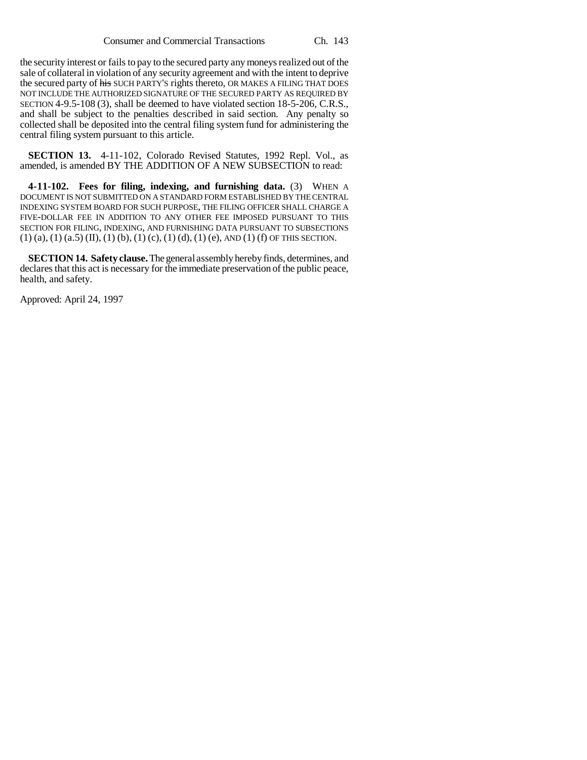the security interest or fails to pay to the secured party any moneys realized out of the sale of collateral in violation of any security agreement and with the intent to deprive the secured party of ~~his~~ SUCH PARTY'S rights thereto, OR MAKES A FILING THAT DOES NOT INCLUDE THE AUTHORIZED SIGNATURE OF THE SECURED PARTY AS REQUIRED BY SECTION 4-9.5-108 (3), shall be deemed to have violated section 18-5-206, C.R.S., and shall be subject to the penalties described in said section. Any penalty so collected shall be deposited into the central filing system fund for administering the central filing system pursuant to this article.

**SECTION 13.** 4-11-102, Colorado Revised Statutes, 1992 Repl. Vol., as amended, is amended BY THE ADDITION OF A NEW SUBSECTION to read:

**4-11-102. Fees for filing, indexing, and furnishing data.** (3) WHEN A DOCUMENT IS NOT SUBMITTED ON A STANDARD FORM ESTABLISHED BY THE CENTRAL INDEXING SYSTEM BOARD FOR SUCH PURPOSE, THE FILING OFFICER SHALL CHARGE A FIVE-DOLLAR FEE IN ADDITION TO ANY OTHER FEE IMPOSED PURSUANT TO THIS SECTION FOR FILING, INDEXING, AND FURNISHING DATA PURSUANT TO SUBSECTIONS (1) (a), (1) (a.5) (II), (1) (b), (1) (c), (1) (d), (1) (e), AND (1) (f) OF THIS SECTION.

**SECTION 14. Safety clause.** The general assembly hereby finds, determines, and declares that this act is necessary for the immediate preservation of the public peace, health, and safety.

Approved: April 24, 1997